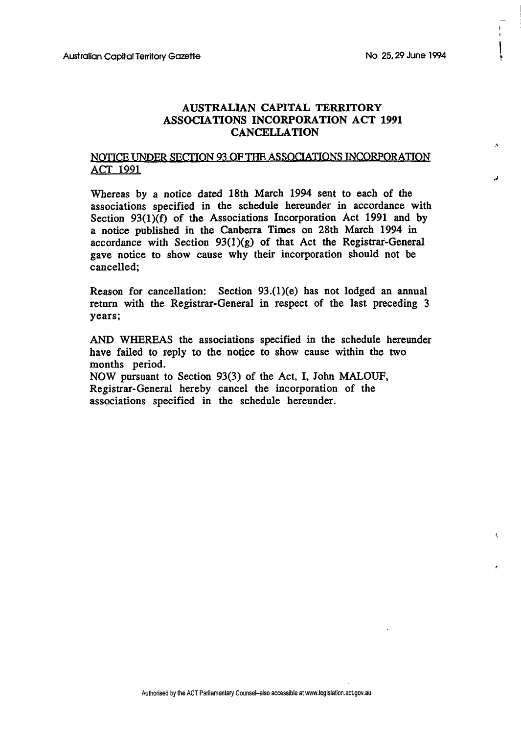# AUSTRALIAN CAPITAL TERRITORY
# ASSOCIATIONS INCORPORATION ACT 1991
# CANCELLATION

NOTICE UNDER SECTION 93 OF THE ASSOCIATIONS INCORPORATION ACT 1991

Whereas by a notice dated 18th March 1994 sent to each of the associations specified in the schedule hereunder in accordance with Section 93(1)(f) of the Associations Incorporation Act 1991 and by a notice published in the Canberra Times on 28th March 1994 in accordance with Section 93(1)(g) of that Act the Registrar-General gave notice to show cause why their incorporation should not be cancelled;

Reason for cancellation: Section 93.(1)(e) has not lodged an annual return with the Registrar-General in respect of the last preceding 3 years;

AND WHEREAS the associations specified in the schedule hereunder have failed to reply to the notice to show cause within the two months period.

NOW pursuant to Section 93(3) of the Act, I, John MALOUF, Registrar-General hereby cancel the incorporation of the associations specified in the schedule hereunder.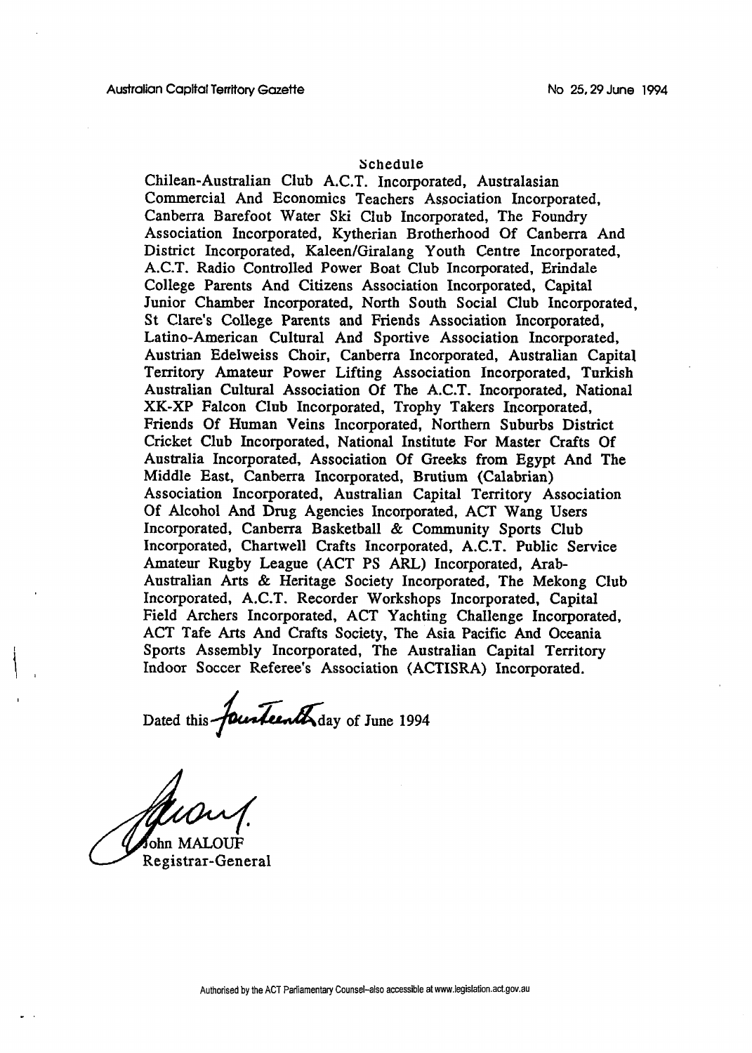Schedule

Chilean-Australian Club A.C.T. Incorporated, Australasian Commercial And Economics Teachers Association Incorporated, Canberra Barefoot Water Ski Club Incorporated, The Foundry Association Incorporated, Kytherian Brotherhood Of Canberra And District Incorporated, Kaleen/Giralang Youth Centre Incorporated, A.C.T. Radio Controlled Power Boat Club Incorporated, Erindale College Parents And Citizens Association Incorporated, Capital Junior Chamber Incorporated, North South Social Club Incorporated, St Clare's College Parents and Friends Association Incorporated, Latino-American Cultural And Sportive Association Incorporated, Austrian Edelweiss Choir, Canberra Incorporated, Australian Capital Territory Amateur Power Lifting Association Incorporated, Turkish Australian Cultural Association Of The A.C.T. Incorporated, National XK-XP Falcon Club Incorporated, Trophy Takers Incorporated, Friends Of Human Veins Incorporated, Northern Suburbs District Cricket Club Incorporated, National Institute For Master Crafts Of Australia Incorporated, Association Of Greeks from Egypt And The Middle East, Canberra Incorporated, Brutium (Calabrian) Association Incorporated, Australian Capital Territory Association Of Alcohol And Drug Agencies Incorporated, ACT Wang Users Incorporated, Canberra Basketball & Community Sports Club Incorporated, Chartwell Crafts Incorporated, A.C.T. Public Service Amateur Rugby League (ACT PS ARL) Incorporated, Arab-Australian Arts & Heritage Society Incorporated, The Mekong Club Incorporated, A.C.T. Recorder Workshops Incorporated, Capital Field Archers Incorporated, ACT Yachting Challenge Incorporated, ACT Tafe Arts And Crafts Society, The Asia Pacific And Oceania Sports Assembly Incorporated, The Australian Capital Territory Indoor Soccer Referee's Association (ACTISRA) Incorporated.

Dated this fourteenth day of June 1994

John MALOUF
Registrar-General